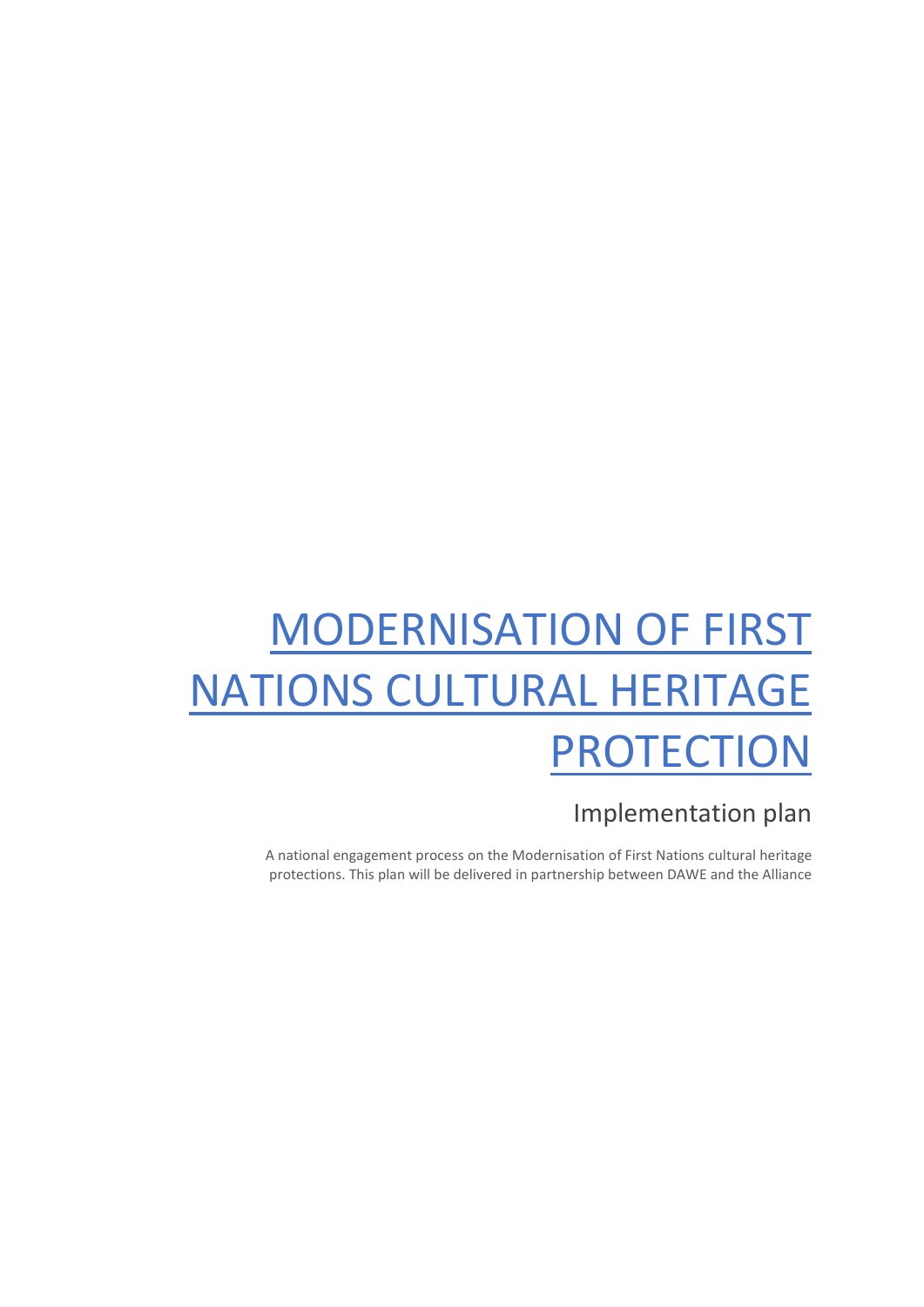# MODERNISATION OF FIRST NATIONS CULTURAL HERITAGE PROTECTION

## Implementation plan

A national engagement process on the Modernisation of First Nations cultural heritage protections. This plan will be delivered in partnership between DAWE and the Alliance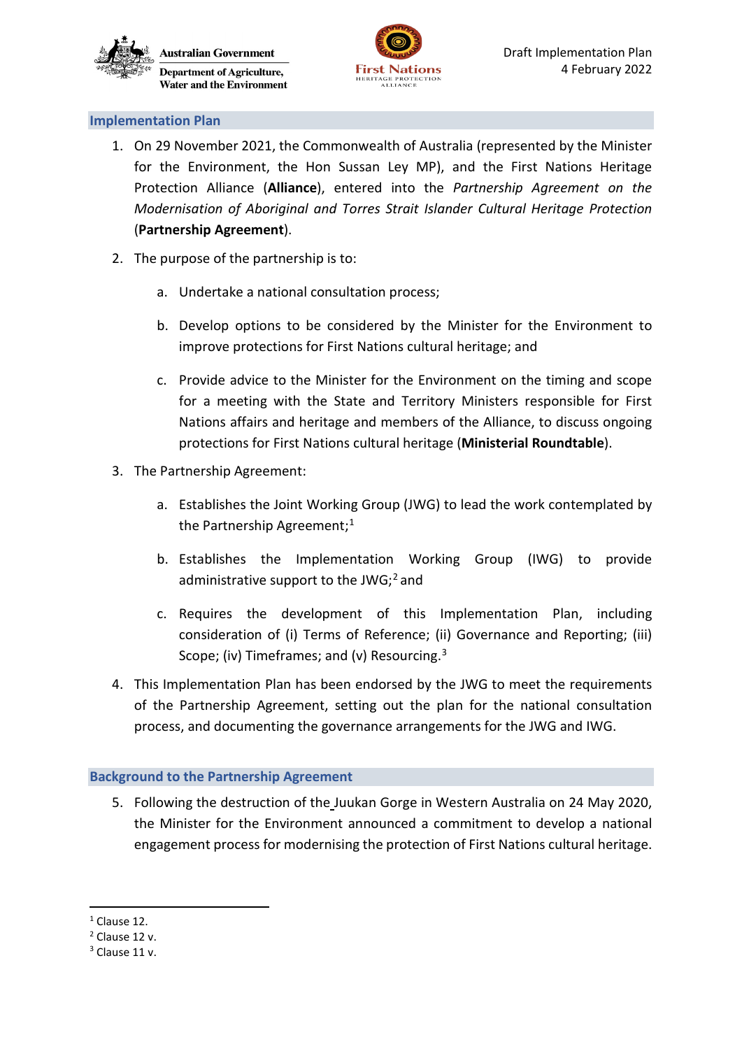## Implementation Plan

1. On 29 November 2021, the Commonwealth of Australia (represented by the Minister for the Environment, the Hon Sussan Ley MP), and the First Nations Heritage Protection Alliance (**Alliance**), entered into the *Partnership Agreement on the Modernisation of Aboriginal and Torres Strait Islander Cultural Heritage Protection* (**Partnership Agreement**).

2. The purpose of the partnership is to:

   a. Undertake a national consultation process;

   b. Develop options to be considered by the Minister for the Environment to improve protections for First Nations cultural heritage; and

   c. Provide advice to the Minister for the Environment on the timing and scope for a meeting with the State and Territory Ministers responsible for First Nations affairs and heritage and members of the Alliance, to discuss ongoing protections for First Nations cultural heritage (**Ministerial Roundtable**).

3. The Partnership Agreement:

   a. Establishes the Joint Working Group (JWG) to lead the work contemplated by the Partnership Agreement;[1]

   b. Establishes the Implementation Working Group (IWG) to provide administrative support to the JWG;[2] and

   c. Requires the development of this Implementation Plan, including consideration of (i) Terms of Reference; (ii) Governance and Reporting; (iii) Scope; (iv) Timeframes; and (v) Resourcing.[3]

4. This Implementation Plan has been endorsed by the JWG to meet the requirements of the Partnership Agreement, setting out the plan for the national consultation process, and documenting the governance arrangements for the JWG and IWG.

## Background to the Partnership Agreement

5. Following the destruction of the Juukan Gorge in Western Australia on 24 May 2020, the Minister for the Environment announced a commitment to develop a national engagement process for modernising the protection of First Nations cultural heritage.

---

[1] Clause 12.

[2] Clause 12 v.

[3] Clause 11 v.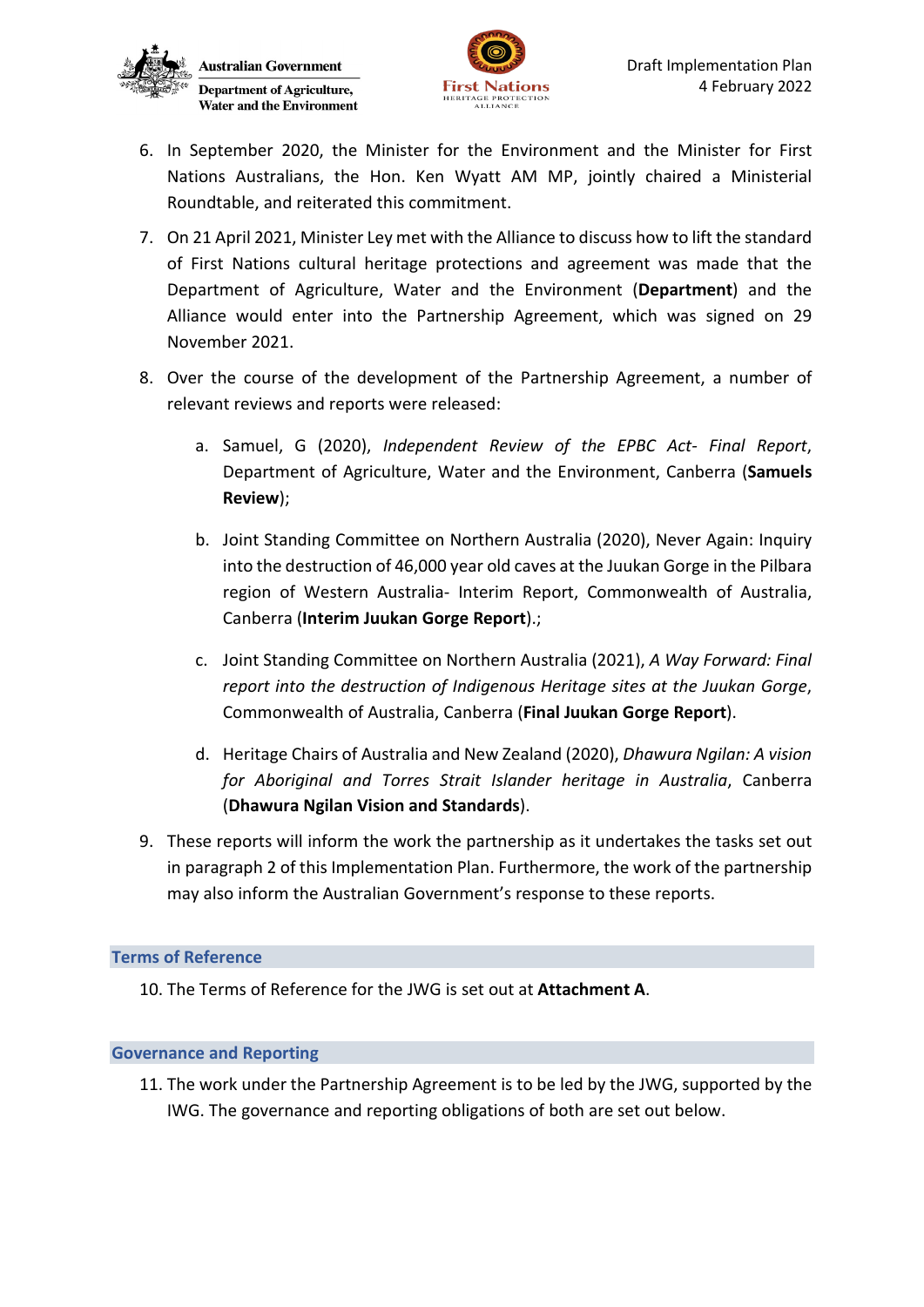6. In September 2020, the Minister for the Environment and the Minister for First Nations Australians, the Hon. Ken Wyatt AM MP, jointly chaired a Ministerial Roundtable, and reiterated this commitment.

7. On 21 April 2021, Minister Ley met with the Alliance to discuss how to lift the standard of First Nations cultural heritage protections and agreement was made that the Department of Agriculture, Water and the Environment (**Department**) and the Alliance would enter into the Partnership Agreement, which was signed on 29 November 2021.

8. Over the course of the development of the Partnership Agreement, a number of relevant reviews and reports were released:

   a. Samuel, G (2020), *Independent Review of the EPBC Act- Final Report*, Department of Agriculture, Water and the Environment, Canberra (**Samuels Review**);

   b. Joint Standing Committee on Northern Australia (2020), Never Again: Inquiry into the destruction of 46,000 year old caves at the Juukan Gorge in the Pilbara region of Western Australia- Interim Report, Commonwealth of Australia, Canberra (**Interim Juukan Gorge Report**).;

   c. Joint Standing Committee on Northern Australia (2021), *A Way Forward: Final report into the destruction of Indigenous Heritage sites at the Juukan Gorge*, Commonwealth of Australia, Canberra (**Final Juukan Gorge Report**).

   d. Heritage Chairs of Australia and New Zealand (2020), *Dhawura Ngilan: A vision for Aboriginal and Torres Strait Islander heritage in Australia*, Canberra (**Dhawura Ngilan Vision and Standards**).

9. These reports will inform the work the partnership as it undertakes the tasks set out in paragraph 2 of this Implementation Plan. Furthermore, the work of the partnership may also inform the Australian Government's response to these reports.

## Terms of Reference

10. The Terms of Reference for the JWG is set out at **Attachment A**.

## Governance and Reporting

11. The work under the Partnership Agreement is to be led by the JWG, supported by the IWG. The governance and reporting obligations of both are set out below.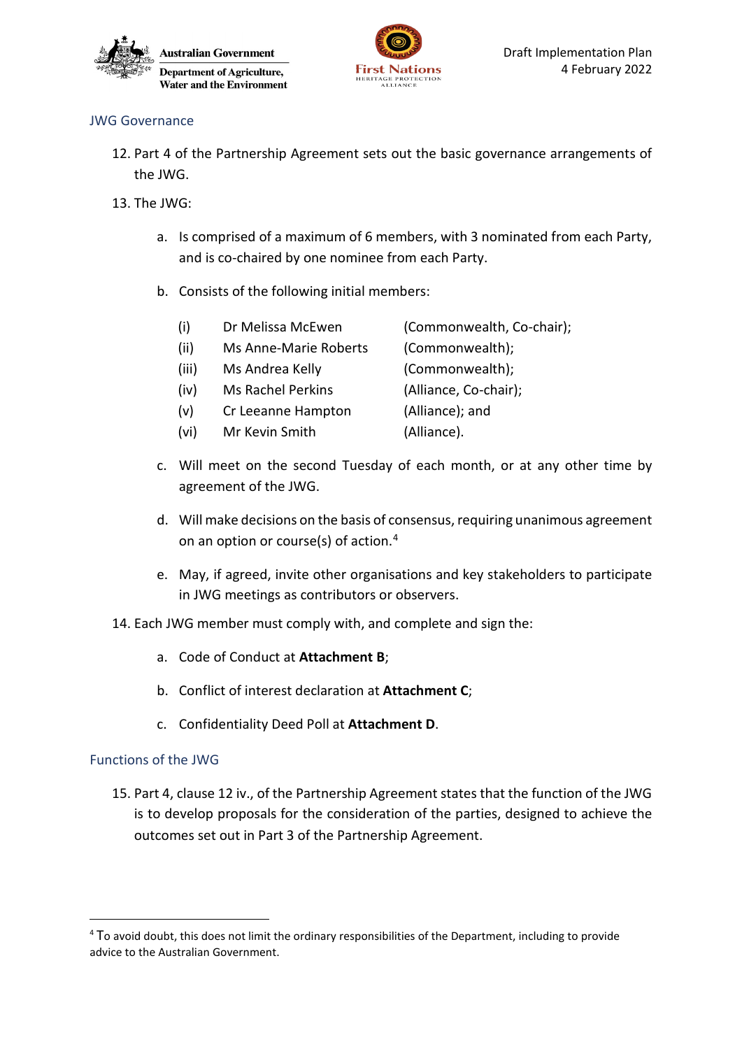## JWG Governance

12. Part 4 of the Partnership Agreement sets out the basic governance arrangements of the JWG.

13. The JWG:

    a. Is comprised of a maximum of 6 members, with 3 nominated from each Party, and is co-chaired by one nominee from each Party.

    b. Consists of the following initial members:

| | | |
|---|---|---|
| (i) | Dr Melissa McEwen | (Commonwealth, Co-chair); |
| (ii) | Ms Anne-Marie Roberts | (Commonwealth); |
| (iii) | Ms Andrea Kelly | (Commonwealth); |
| (iv) | Ms Rachel Perkins | (Alliance, Co-chair); |
| (v) | Cr Leeanne Hampton | (Alliance); and |
| (vi) | Mr Kevin Smith | (Alliance). |

    c. Will meet on the second Tuesday of each month, or at any other time by agreement of the JWG.

    d. Will make decisions on the basis of consensus, requiring unanimous agreement on an option or course(s) of action.[4]

    e. May, if agreed, invite other organisations and key stakeholders to participate in JWG meetings as contributors or observers.

14. Each JWG member must comply with, and complete and sign the:

    a. Code of Conduct at **Attachment B**;

    b. Conflict of interest declaration at **Attachment C**;

    c. Confidentiality Deed Poll at **Attachment D**.

## Functions of the JWG

15. Part 4, clause 12 iv., of the Partnership Agreement states that the function of the JWG is to develop proposals for the consideration of the parties, designed to achieve the outcomes set out in Part 3 of the Partnership Agreement.

---

[4] To avoid doubt, this does not limit the ordinary responsibilities of the Department, including to provide advice to the Australian Government.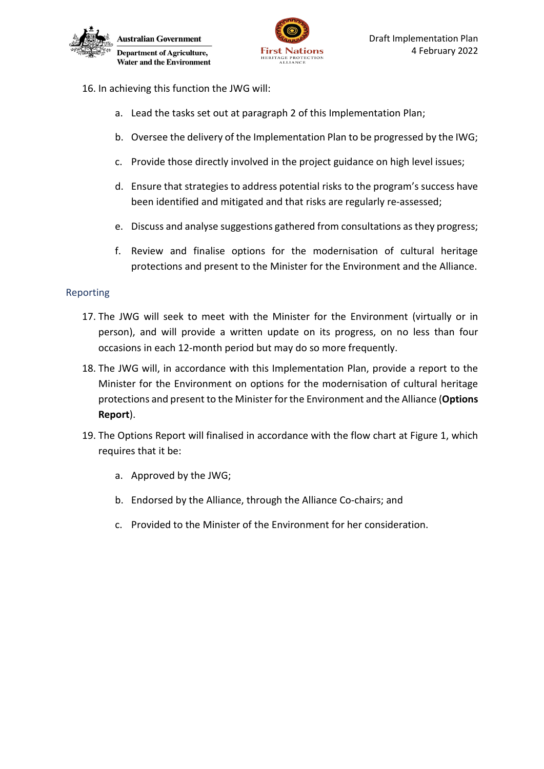16. In achieving this function the JWG will:

    a. Lead the tasks set out at paragraph 2 of this Implementation Plan;

    b. Oversee the delivery of the Implementation Plan to be progressed by the IWG;

    c. Provide those directly involved in the project guidance on high level issues;

    d. Ensure that strategies to address potential risks to the program's success have been identified and mitigated and that risks are regularly re-assessed;

    e. Discuss and analyse suggestions gathered from consultations as they progress;

    f. Review and finalise options for the modernisation of cultural heritage protections and present to the Minister for the Environment and the Alliance.

## Reporting

17. The JWG will seek to meet with the Minister for the Environment (virtually or in person), and will provide a written update on its progress, on no less than four occasions in each 12-month period but may do so more frequently.

18. The JWG will, in accordance with this Implementation Plan, provide a report to the Minister for the Environment on options for the modernisation of cultural heritage protections and present to the Minister for the Environment and the Alliance (**Options Report**).

19. The Options Report will finalised in accordance with the flow chart at Figure 1, which requires that it be:

    a. Approved by the JWG;

    b. Endorsed by the Alliance, through the Alliance Co-chairs; and

    c. Provided to the Minister of the Environment for her consideration.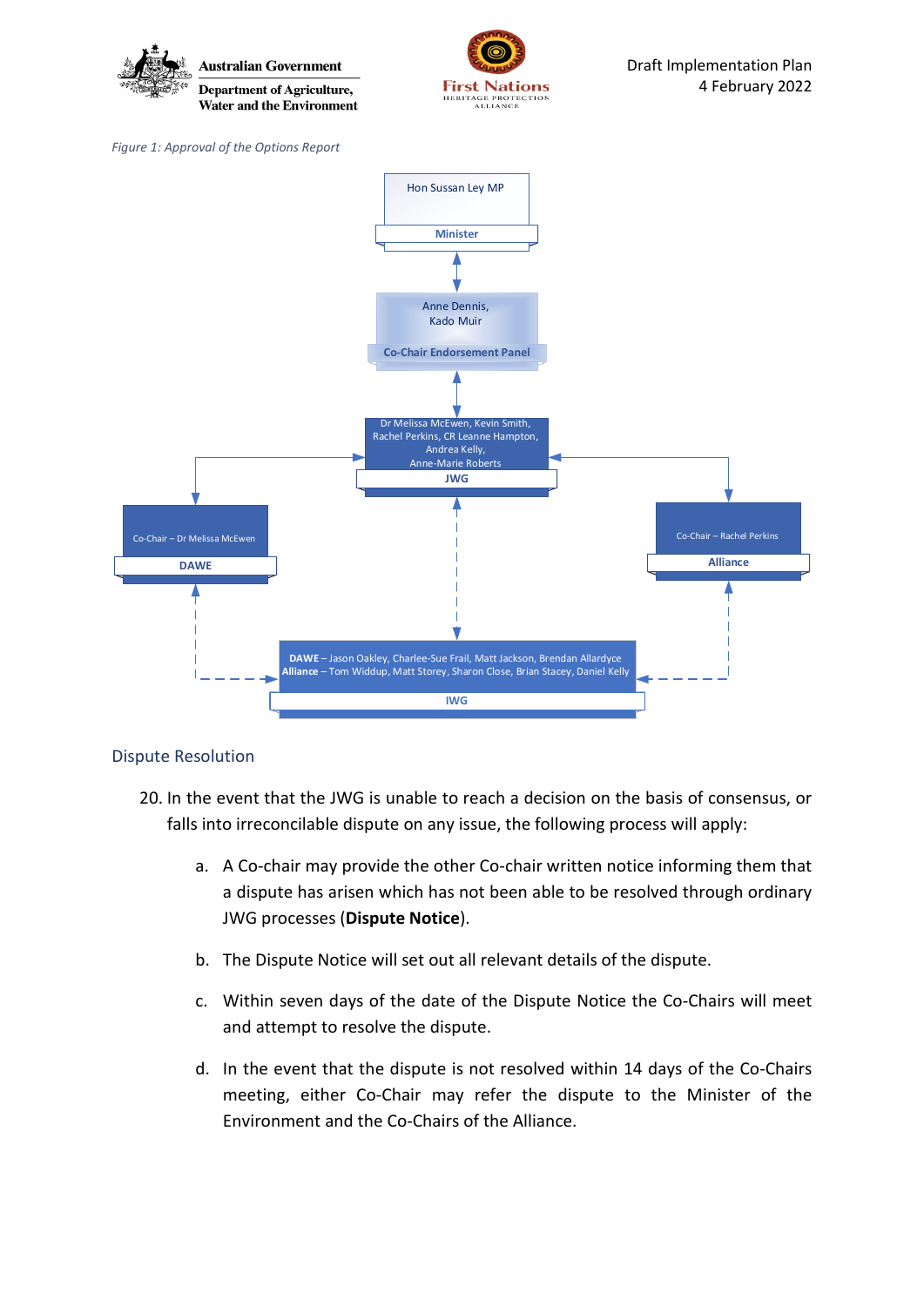*Figure 1: Approval of the Options Report*

**Minister**
Hon Sussan Ley MP

**Co-Chair Endorsement Panel**
Anne Dennis,
Kado Muir

**JWG**
Dr Melissa McEwen, Kevin Smith, Rachel Perkins, CR Leanne Hampton, Andrea Kelly, Anne-Marie Roberts

**DAWE**
Co-Chair – Dr Melissa McEwen

**Alliance**
Co-Chair – Rachel Perkins

**IWG**
**DAWE** – Jason Oakley, Charlee-Sue Frail, Matt Jackson, Brendan Allardyce
**Alliance** – Tom Widdup, Matt Storey, Sharon Close, Brian Stacey, Daniel Kelly

## Dispute Resolution

20. In the event that the JWG is unable to reach a decision on the basis of consensus, or falls into irreconcilable dispute on any issue, the following process will apply:

    a. A Co-chair may provide the other Co-chair written notice informing them that a dispute has arisen which has not been able to be resolved through ordinary JWG processes (**Dispute Notice**).

    b. The Dispute Notice will set out all relevant details of the dispute.

    c. Within seven days of the date of the Dispute Notice the Co-Chairs will meet and attempt to resolve the dispute.

    d. In the event that the dispute is not resolved within 14 days of the Co-Chairs meeting, either Co-Chair may refer the dispute to the Minister of the Environment and the Co-Chairs of the Alliance.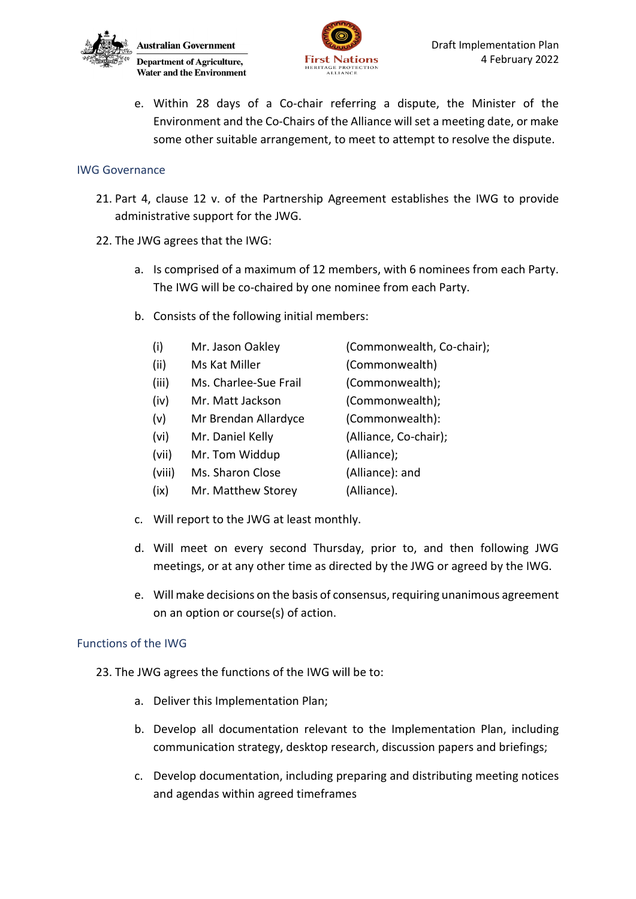e. Within 28 days of a Co-chair referring a dispute, the Minister of the Environment and the Co-Chairs of the Alliance will set a meeting date, or make some other suitable arrangement, to meet to attempt to resolve the dispute.

## IWG Governance

21. Part 4, clause 12 v. of the Partnership Agreement establishes the IWG to provide administrative support for the JWG.

22. The JWG agrees that the IWG:

    a. Is comprised of a maximum of 12 members, with 6 nominees from each Party. The IWG will be co-chaired by one nominee from each Party.

    b. Consists of the following initial members:

| | | |
|---|---|---|
| (i) | Mr. Jason Oakley | (Commonwealth, Co-chair); |
| (ii) | Ms Kat Miller | (Commonwealth) |
| (iii) | Ms. Charlee-Sue Frail | (Commonwealth); |
| (iv) | Mr. Matt Jackson | (Commonwealth); |
| (v) | Mr Brendan Allardyce | (Commonwealth): |
| (vi) | Mr. Daniel Kelly | (Alliance, Co-chair); |
| (vii) | Mr. Tom Widdup | (Alliance); |
| (viii) | Ms. Sharon Close | (Alliance): and |
| (ix) | Mr. Matthew Storey | (Alliance). |

    c. Will report to the JWG at least monthly.

    d. Will meet on every second Thursday, prior to, and then following JWG meetings, or at any other time as directed by the JWG or agreed by the IWG.

    e. Will make decisions on the basis of consensus, requiring unanimous agreement on an option or course(s) of action.

## Functions of the IWG

23. The JWG agrees the functions of the IWG will be to:

    a. Deliver this Implementation Plan;

    b. Develop all documentation relevant to the Implementation Plan, including communication strategy, desktop research, discussion papers and briefings;

    c. Develop documentation, including preparing and distributing meeting notices and agendas within agreed timeframes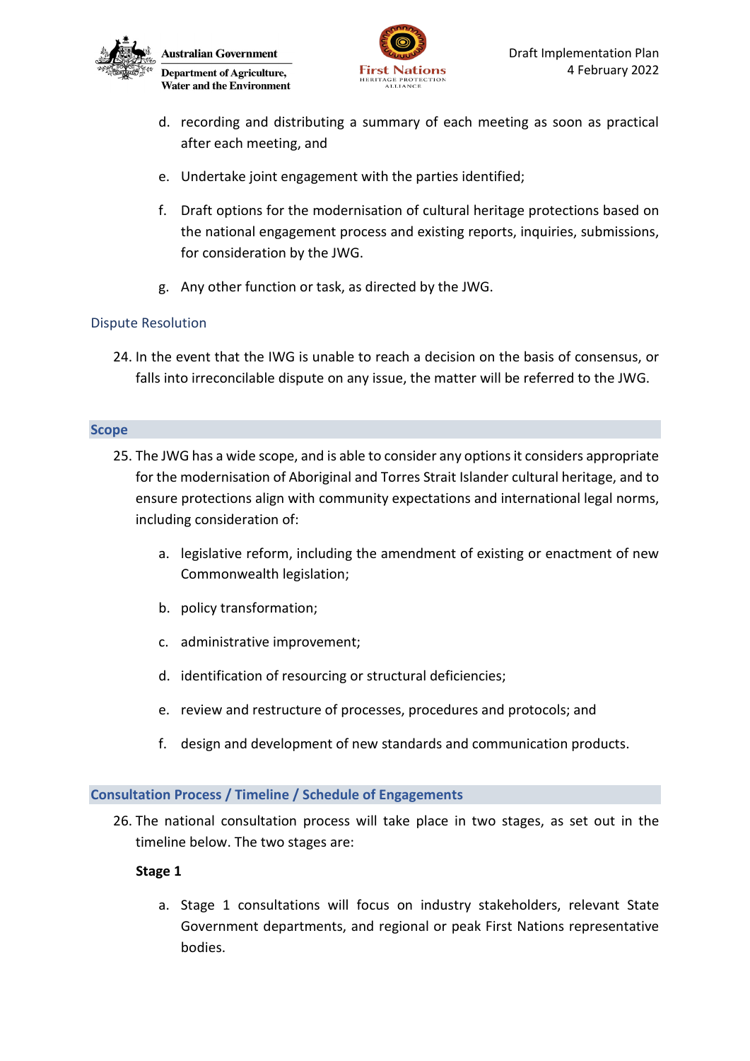d. recording and distributing a summary of each meeting as soon as practical after each meeting, and

e. Undertake joint engagement with the parties identified;

f. Draft options for the modernisation of cultural heritage protections based on the national engagement process and existing reports, inquiries, submissions, for consideration by the JWG.

g. Any other function or task, as directed by the JWG.

### Dispute Resolution

24. In the event that the IWG is unable to reach a decision on the basis of consensus, or falls into irreconcilable dispute on any issue, the matter will be referred to the JWG.

## Scope

25. The JWG has a wide scope, and is able to consider any options it considers appropriate for the modernisation of Aboriginal and Torres Strait Islander cultural heritage, and to ensure protections align with community expectations and international legal norms, including consideration of:

    a. legislative reform, including the amendment of existing or enactment of new Commonwealth legislation;

    b. policy transformation;

    c. administrative improvement;

    d. identification of resourcing or structural deficiencies;

    e. review and restructure of processes, procedures and protocols; and

    f. design and development of new standards and communication products.

## Consultation Process / Timeline / Schedule of Engagements

26. The national consultation process will take place in two stages, as set out in the timeline below. The two stages are:

    **Stage 1**

    a. Stage 1 consultations will focus on industry stakeholders, relevant State Government departments, and regional or peak First Nations representative bodies.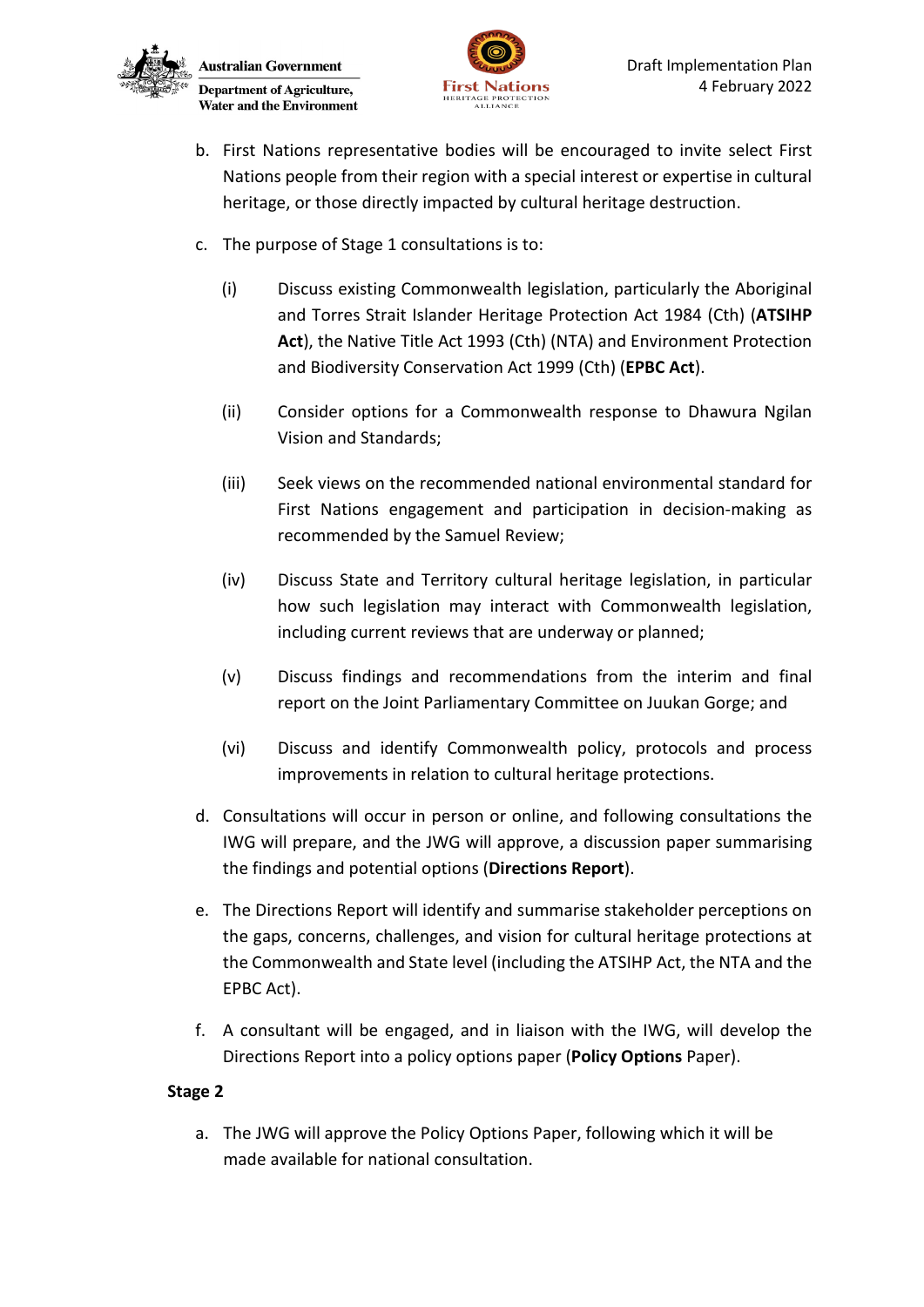b. First Nations representative bodies will be encouraged to invite select First Nations people from their region with a special interest or expertise in cultural heritage, or those directly impacted by cultural heritage destruction.

c. The purpose of Stage 1 consultations is to:

   (i) Discuss existing Commonwealth legislation, particularly the Aboriginal and Torres Strait Islander Heritage Protection Act 1984 (Cth) (**ATSIHP Act**), the Native Title Act 1993 (Cth) (NTA) and Environment Protection and Biodiversity Conservation Act 1999 (Cth) (**EPBC Act**).

   (ii) Consider options for a Commonwealth response to Dhawura Ngilan Vision and Standards;

   (iii) Seek views on the recommended national environmental standard for First Nations engagement and participation in decision-making as recommended by the Samuel Review;

   (iv) Discuss State and Territory cultural heritage legislation, in particular how such legislation may interact with Commonwealth legislation, including current reviews that are underway or planned;

   (v) Discuss findings and recommendations from the interim and final report on the Joint Parliamentary Committee on Juukan Gorge; and

   (vi) Discuss and identify Commonwealth policy, protocols and process improvements in relation to cultural heritage protections.

d. Consultations will occur in person or online, and following consultations the IWG will prepare, and the JWG will approve, a discussion paper summarising the findings and potential options (**Directions Report**).

e. The Directions Report will identify and summarise stakeholder perceptions on the gaps, concerns, challenges, and vision for cultural heritage protections at the Commonwealth and State level (including the ATSIHP Act, the NTA and the EPBC Act).

f. A consultant will be engaged, and in liaison with the IWG, will develop the Directions Report into a policy options paper (**Policy Options** Paper).

**Stage 2**

a. The JWG will approve the Policy Options Paper, following which it will be made available for national consultation.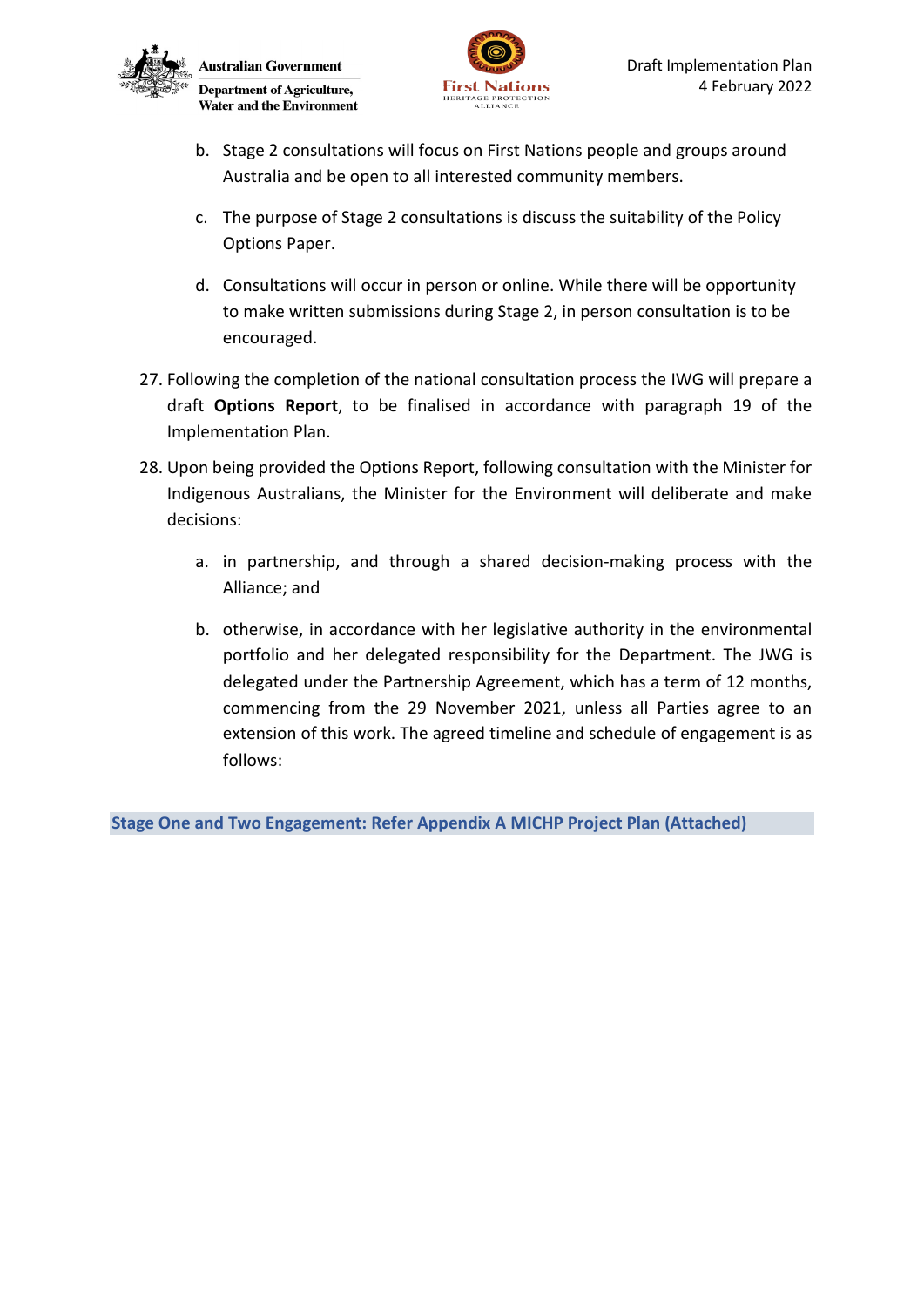b. Stage 2 consultations will focus on First Nations people and groups around Australia and be open to all interested community members.

c. The purpose of Stage 2 consultations is discuss the suitability of the Policy Options Paper.

d. Consultations will occur in person or online. While there will be opportunity to make written submissions during Stage 2, in person consultation is to be encouraged.

27. Following the completion of the national consultation process the IWG will prepare a draft **Options Report**, to be finalised in accordance with paragraph 19 of the Implementation Plan.

28. Upon being provided the Options Report, following consultation with the Minister for Indigenous Australians, the Minister for the Environment will deliberate and make decisions:

    a. in partnership, and through a shared decision-making process with the Alliance; and

    b. otherwise, in accordance with her legislative authority in the environmental portfolio and her delegated responsibility for the Department. The JWG is delegated under the Partnership Agreement, which has a term of 12 months, commencing from the 29 November 2021, unless all Parties agree to an extension of this work. The agreed timeline and schedule of engagement is as follows:

**Stage One and Two Engagement: Refer Appendix A MICHP Project Plan (Attached)**